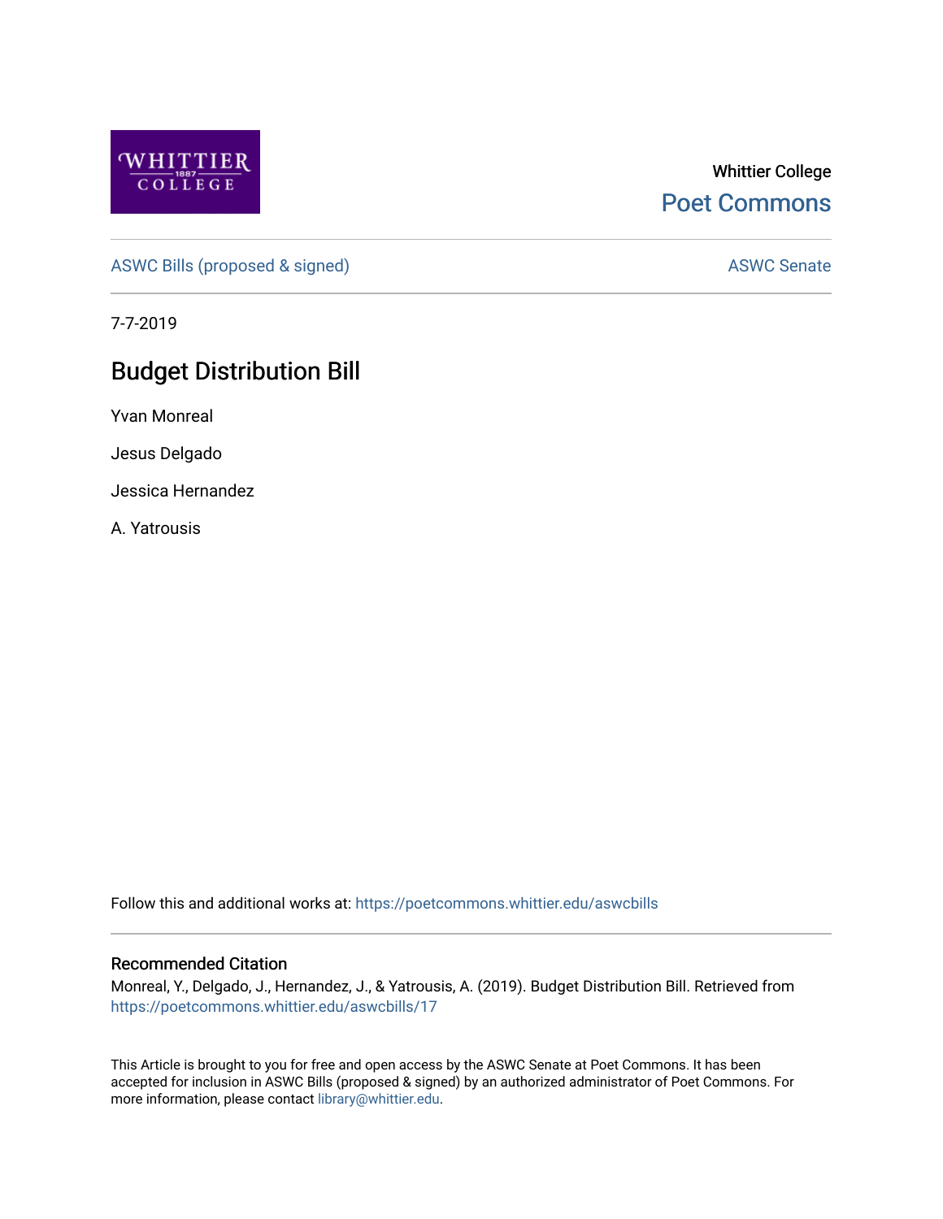Whittier College

Poet Commons

ASWC Bills (proposed & signed)

ASWC Senate

7-7-2019

# Budget Distribution Bill

Yvan Monreal

Jesus Delgado

Jessica Hernandez

A. Yatrousis

Follow this and additional works at: https://poetcommons.whittier.edu/aswcbills

## Recommended Citation

Monreal, Y., Delgado, J., Hernandez, J., & Yatrousis, A. (2019). Budget Distribution Bill. Retrieved from https://poetcommons.whittier.edu/aswcbills/17

This Article is brought to you for free and open access by the ASWC Senate at Poet Commons. It has been accepted for inclusion in ASWC Bills (proposed & signed) by an authorized administrator of Poet Commons. For more information, please contact library@whittier.edu.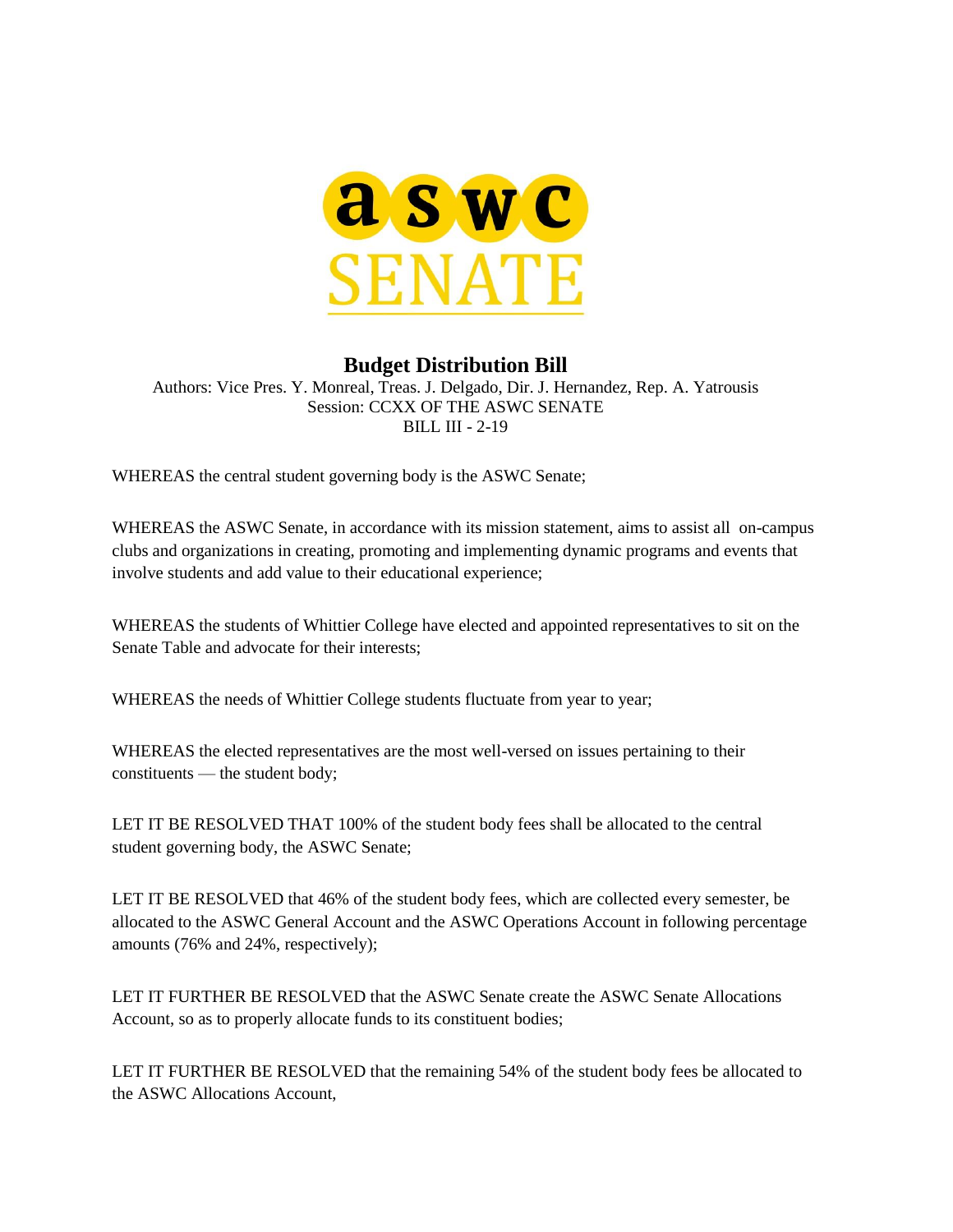# Budget Distribution Bill

Authors: Vice Pres. Y. Monreal, Treas. J. Delgado, Dir. J. Hernandez, Rep. A. Yatrousis
Session: CCXX OF THE ASWC SENATE
BILL III - 2-19

WHEREAS the central student governing body is the ASWC Senate;

WHEREAS the ASWC Senate, in accordance with its mission statement, aims to assist all on-campus clubs and organizations in creating, promoting and implementing dynamic programs and events that involve students and add value to their educational experience;

WHEREAS the students of Whittier College have elected and appointed representatives to sit on the Senate Table and advocate for their interests;

WHEREAS the needs of Whittier College students fluctuate from year to year;

WHEREAS the elected representatives are the most well-versed on issues pertaining to their constituents — the student body;

LET IT BE RESOLVED THAT 100% of the student body fees shall be allocated to the central student governing body, the ASWC Senate;

LET IT BE RESOLVED that 46% of the student body fees, which are collected every semester, be allocated to the ASWC General Account and the ASWC Operations Account in following percentage amounts (76% and 24%, respectively);

LET IT FURTHER BE RESOLVED that the ASWC Senate create the ASWC Senate Allocations Account, so as to properly allocate funds to its constituent bodies;

LET IT FURTHER BE RESOLVED that the remaining 54% of the student body fees be allocated to the ASWC Allocations Account,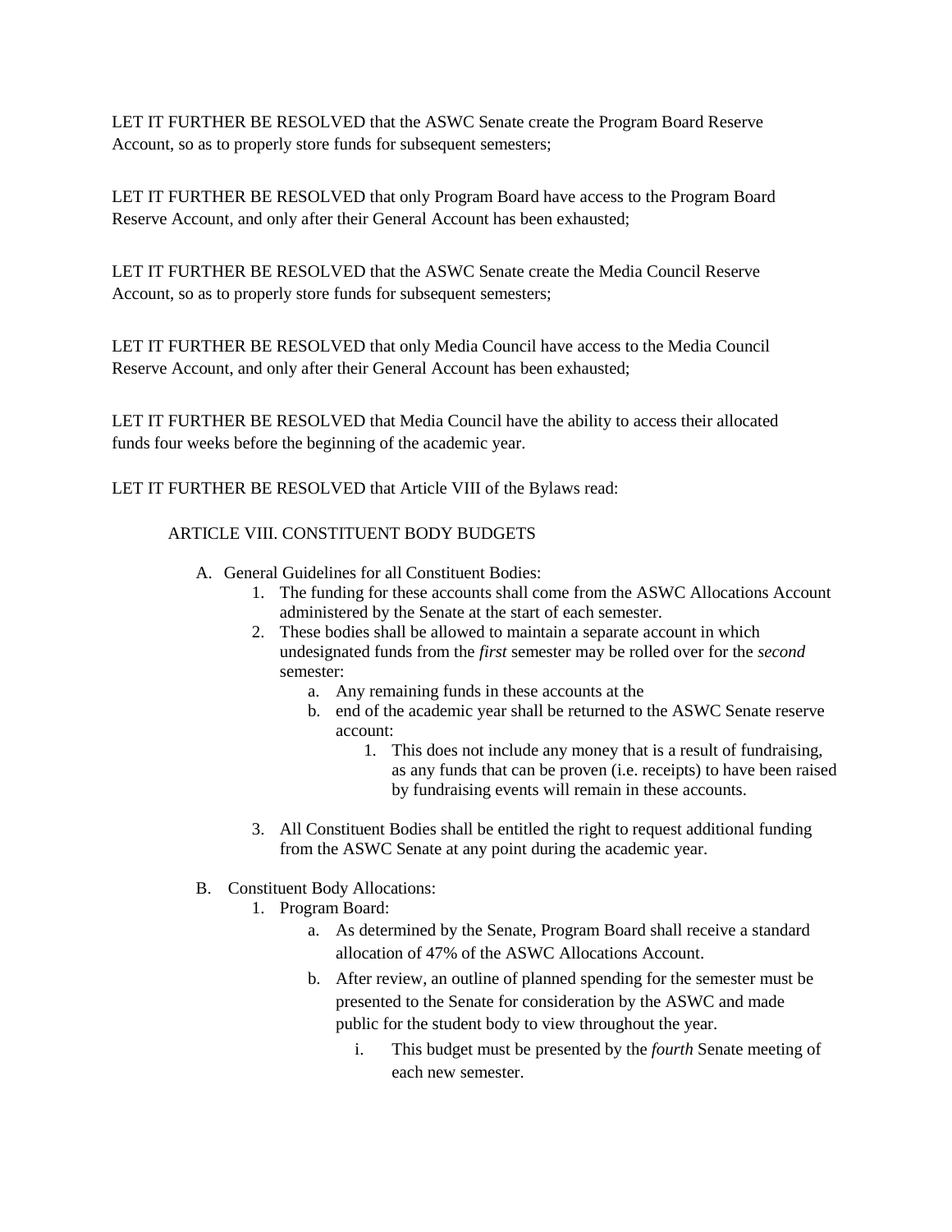LET IT FURTHER BE RESOLVED that the ASWC Senate create the Program Board Reserve Account, so as to properly store funds for subsequent semesters;

LET IT FURTHER BE RESOLVED that only Program Board have access to the Program Board Reserve Account, and only after their General Account has been exhausted;

LET IT FURTHER BE RESOLVED that the ASWC Senate create the Media Council Reserve Account, so as to properly store funds for subsequent semesters;

LET IT FURTHER BE RESOLVED that only Media Council have access to the Media Council Reserve Account, and only after their General Account has been exhausted;

LET IT FURTHER BE RESOLVED that Media Council have the ability to access their allocated funds four weeks before the beginning of the academic year.

LET IT FURTHER BE RESOLVED that Article VIII of the Bylaws read:

ARTICLE VIII. CONSTITUENT BODY BUDGETS

A. General Guidelines for all Constituent Bodies:
    1. The funding for these accounts shall come from the ASWC Allocations Account administered by the Senate at the start of each semester.
    2. These bodies shall be allowed to maintain a separate account in which undesignated funds from the *first* semester may be rolled over for the *second* semester:
        a. Any remaining funds in these accounts at the
        b. end of the academic year shall be returned to the ASWC Senate reserve account:
            1. This does not include any money that is a result of fundraising, as any funds that can be proven (i.e. receipts) to have been raised by fundraising events will remain in these accounts.
    3. All Constituent Bodies shall be entitled the right to request additional funding from the ASWC Senate at any point during the academic year.

B. Constituent Body Allocations:
    1. Program Board:
        a. As determined by the Senate, Program Board shall receive a standard allocation of 47% of the ASWC Allocations Account.
        b. After review, an outline of planned spending for the semester must be presented to the Senate for consideration by the ASWC and made public for the student body to view throughout the year.
            i. This budget must be presented by the *fourth* Senate meeting of each new semester.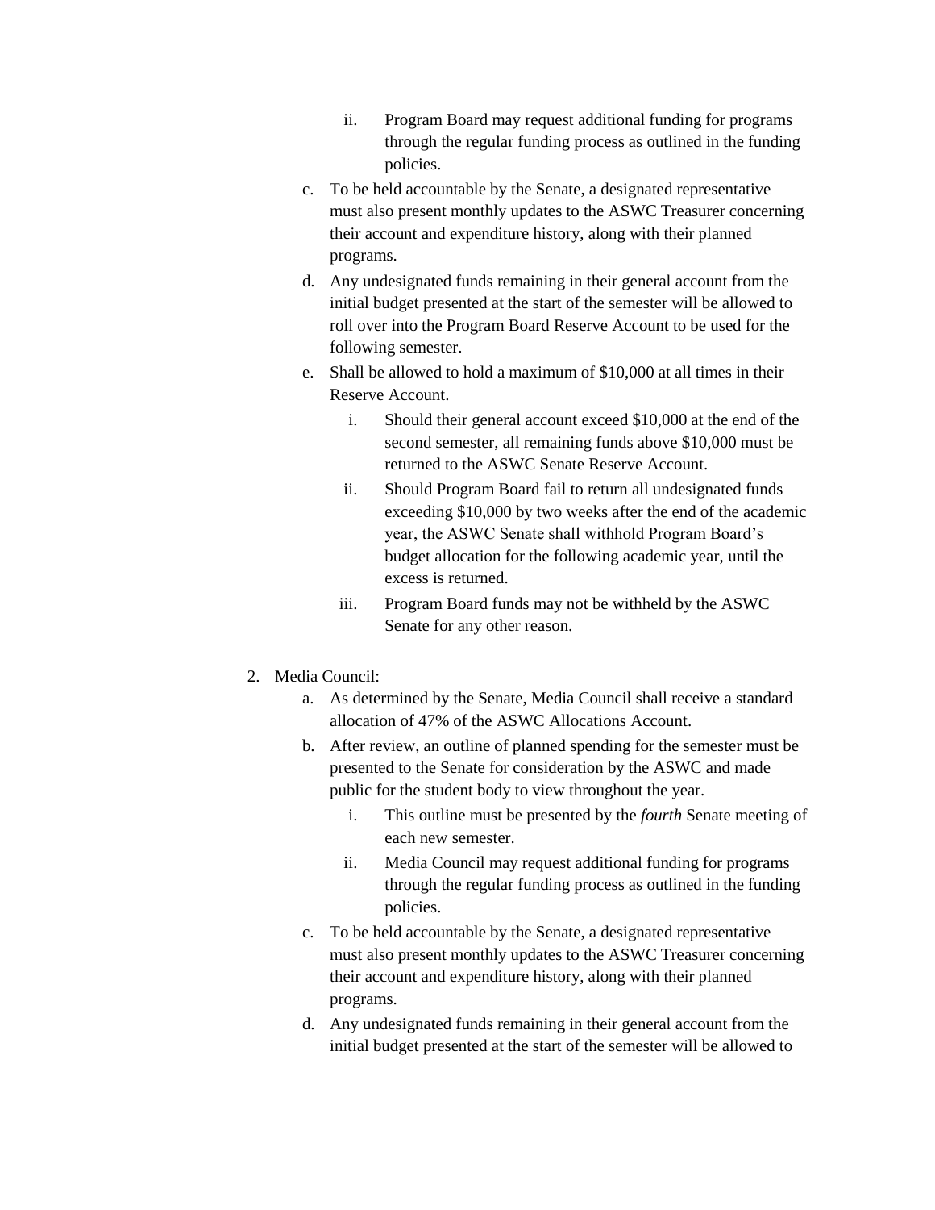ii. Program Board may request additional funding for programs through the regular funding process as outlined in the funding policies.

  c. To be held accountable by the Senate, a designated representative must also present monthly updates to the ASWC Treasurer concerning their account and expenditure history, along with their planned programs.
  d. Any undesignated funds remaining in their general account from the initial budget presented at the start of the semester will be allowed to roll over into the Program Board Reserve Account to be used for the following semester.
  e. Shall be allowed to hold a maximum of $10,000 at all times in their Reserve Account.
    i. Should their general account exceed $10,000 at the end of the second semester, all remaining funds above $10,000 must be returned to the ASWC Senate Reserve Account.
    ii. Should Program Board fail to return all undesignated funds exceeding $10,000 by two weeks after the end of the academic year, the ASWC Senate shall withhold Program Board's budget allocation for the following academic year, until the excess is returned.
    iii. Program Board funds may not be withheld by the ASWC Senate for any other reason.

2. Media Council:
  a. As determined by the Senate, Media Council shall receive a standard allocation of 47% of the ASWC Allocations Account.
  b. After review, an outline of planned spending for the semester must be presented to the Senate for consideration by the ASWC and made public for the student body to view throughout the year.
    i. This outline must be presented by the *fourth* Senate meeting of each new semester.
    ii. Media Council may request additional funding for programs through the regular funding process as outlined in the funding policies.
  c. To be held accountable by the Senate, a designated representative must also present monthly updates to the ASWC Treasurer concerning their account and expenditure history, along with their planned programs.
  d. Any undesignated funds remaining in their general account from the initial budget presented at the start of the semester will be allowed to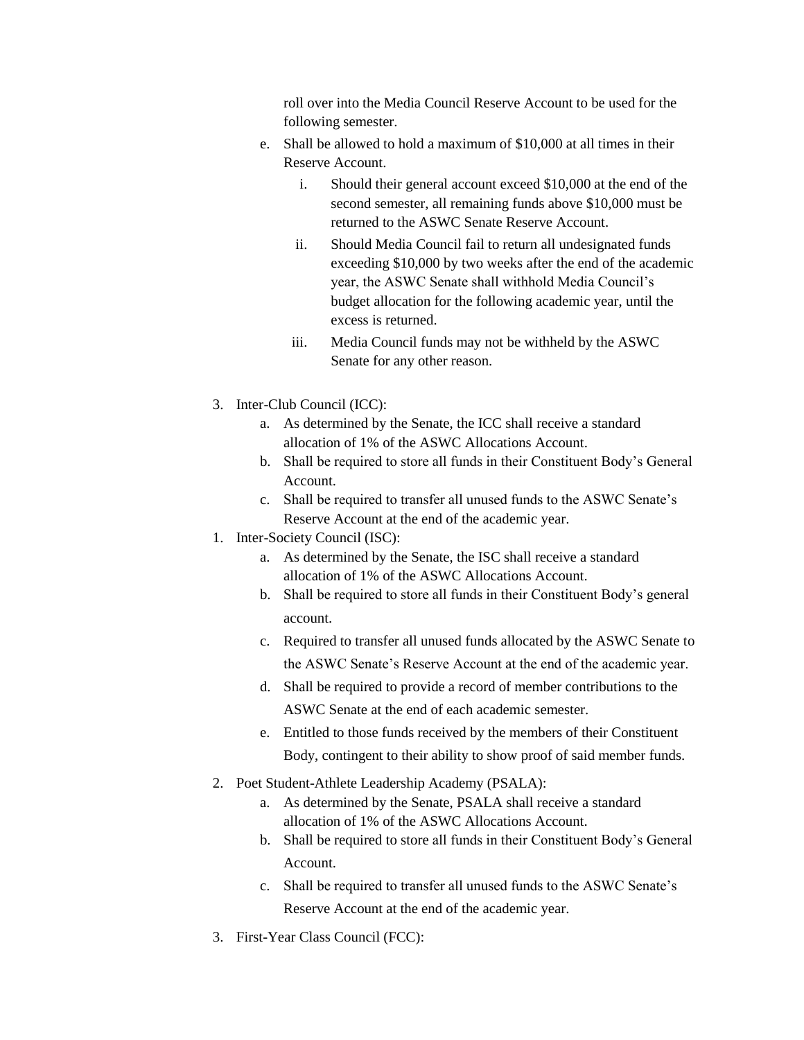roll over into the Media Council Reserve Account to be used for the following semester.

   e. Shall be allowed to hold a maximum of $10,000 at all times in their Reserve Account.
      i. Should their general account exceed $10,000 at the end of the second semester, all remaining funds above $10,000 must be returned to the ASWC Senate Reserve Account.
      ii. Should Media Council fail to return all undesignated funds exceeding $10,000 by two weeks after the end of the academic year, the ASWC Senate shall withhold Media Council's budget allocation for the following academic year, until the excess is returned.
      iii. Media Council funds may not be withheld by the ASWC Senate for any other reason.

3. Inter-Club Council (ICC):
   a. As determined by the Senate, the ICC shall receive a standard allocation of 1% of the ASWC Allocations Account.
   b. Shall be required to store all funds in their Constituent Body's General Account.
   c. Shall be required to transfer all unused funds to the ASWC Senate's Reserve Account at the end of the academic year.

1. Inter-Society Council (ISC):
   a. As determined by the Senate, the ISC shall receive a standard allocation of 1% of the ASWC Allocations Account.
   b. Shall be required to store all funds in their Constituent Body's general account.
   c. Required to transfer all unused funds allocated by the ASWC Senate to the ASWC Senate's Reserve Account at the end of the academic year.
   d. Shall be required to provide a record of member contributions to the ASWC Senate at the end of each academic semester.
   e. Entitled to those funds received by the members of their Constituent Body, contingent to their ability to show proof of said member funds.

2. Poet Student-Athlete Leadership Academy (PSALA):
   a. As determined by the Senate, PSALA shall receive a standard allocation of 1% of the ASWC Allocations Account.
   b. Shall be required to store all funds in their Constituent Body's General Account.
   c. Shall be required to transfer all unused funds to the ASWC Senate's Reserve Account at the end of the academic year.

3. First-Year Class Council (FCC):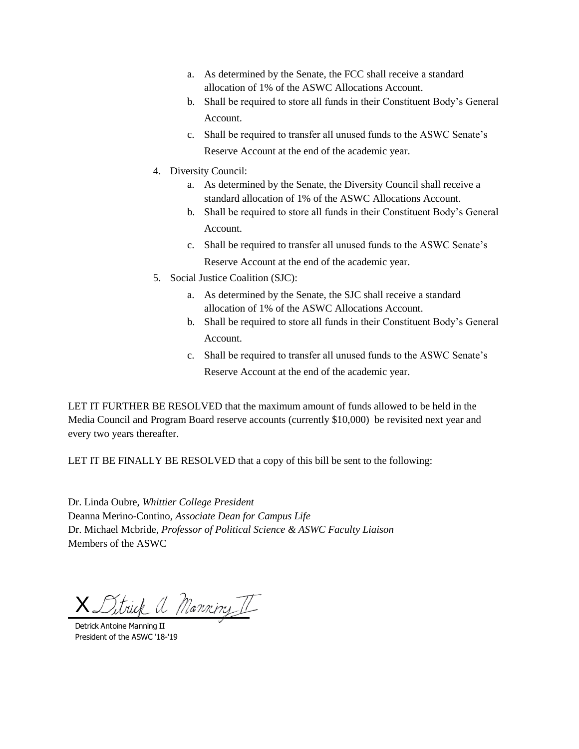a. As determined by the Senate, the FCC shall receive a standard allocation of 1% of the ASWC Allocations Account.
b. Shall be required to store all funds in their Constituent Body's General Account.
c. Shall be required to transfer all unused funds to the ASWC Senate's Reserve Account at the end of the academic year.

4. Diversity Council:
   a. As determined by the Senate, the Diversity Council shall receive a standard allocation of 1% of the ASWC Allocations Account.
   b. Shall be required to store all funds in their Constituent Body's General Account.
   c. Shall be required to transfer all unused funds to the ASWC Senate's Reserve Account at the end of the academic year.
5. Social Justice Coalition (SJC):
   a. As determined by the Senate, the SJC shall receive a standard allocation of 1% of the ASWC Allocations Account.
   b. Shall be required to store all funds in their Constituent Body's General Account.
   c. Shall be required to transfer all unused funds to the ASWC Senate's Reserve Account at the end of the academic year.

LET IT FURTHER BE RESOLVED that the maximum amount of funds allowed to be held in the Media Council and Program Board reserve accounts (currently $10,000) be revisited next year and every two years thereafter.

LET IT BE FINALLY BE RESOLVED that a copy of this bill be sent to the following:

Dr. Linda Oubre, *Whittier College President*
Deanna Merino-Contino, *Associate Dean for Campus Life*
Dr. Michael Mcbride, *Professor of Political Science & ASWC Faculty Liaison*
Members of the ASWC

X Detrick A Manning II

Detrick Antoine Manning II
President of the ASWC '18-'19